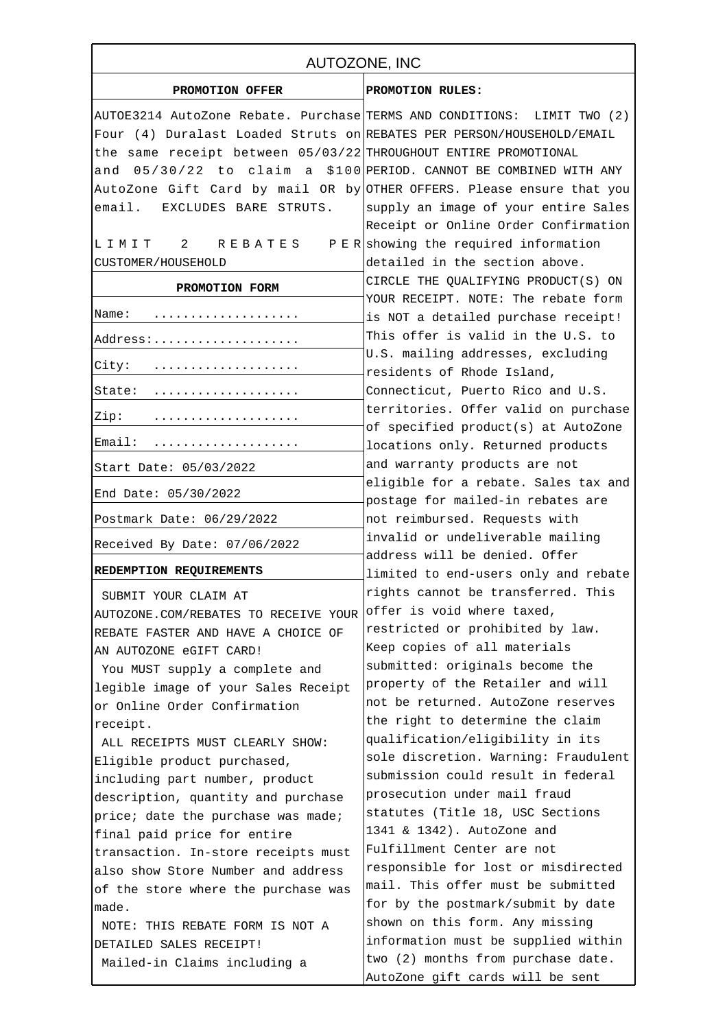# AUTOZONE, INC

## PROMOTION OFFER

AUTOE3214 AutoZone Rebate. Purchase Four (4) Duralast Loaded Struts on the same receipt between 05/03/22 and 05/30/22 to claim a $100 AutoZone Gift Card by mail OR by email. EXCLUDES BARE STRUTS.

LIMIT 2 REBATES PER CUSTOMER/HOUSEHOLD

## PROMOTION FORM

| | |
|---|---|
| Name: | .................... |
| Address: | .................... |
| City: | .................... |
| State: | .................... |
| Zip: | .................... |
| Email: | .................... |
| Start Date: 05/03/2022 | |
| End Date: 05/30/2022 | |
| Postmark Date: 06/29/2022 | |
| Received By Date: 07/06/2022 | |

## REDEMPTION REQUIREMENTS

SUBMIT YOUR CLAIM AT AUTOZONE.COM/REBATES TO RECEIVE YOUR REBATE FASTER AND HAVE A CHOICE OF AN AUTOZONE eGIFT CARD!

You MUST supply a complete and legible image of your Sales Receipt or Online Order Confirmation receipt.

ALL RECEIPTS MUST CLEARLY SHOW: Eligible product purchased, including part number, product description, quantity and purchase price; date the purchase was made; final paid price for entire transaction. In-store receipts must also show Store Number and address of the store where the purchase was made.

NOTE: THIS REBATE FORM IS NOT A DETAILED SALES RECEIPT!

Mailed-in Claims including a

## PROMOTION RULES:

TERMS AND CONDITIONS: LIMIT TWO (2) REBATES PER PERSON/HOUSEHOLD/EMAIL THROUGHOUT ENTIRE PROMOTIONAL PERIOD. CANNOT BE COMBINED WITH ANY OTHER OFFERS. Please ensure that you supply an image of your entire Sales Receipt or Online Order Confirmation showing the required information detailed in the section above. CIRCLE THE QUALIFYING PRODUCT(S) ON YOUR RECEIPT. NOTE: The rebate form is NOT a detailed purchase receipt! This offer is valid in the U.S. to U.S. mailing addresses, excluding residents of Rhode Island, Connecticut, Puerto Rico and U.S. territories. Offer valid on purchase of specified product(s) at AutoZone locations only. Returned products and warranty products are not eligible for a rebate. Sales tax and postage for mailed-in rebates are not reimbursed. Requests with invalid or undeliverable mailing address will be denied. Offer limited to end-users only and rebate rights cannot be transferred. This offer is void where taxed, restricted or prohibited by law. Keep copies of all materials submitted: originals become the property of the Retailer and will not be returned. AutoZone reserves the right to determine the claim qualification/eligibility in its sole discretion. Warning: Fraudulent submission could result in federal prosecution under mail fraud statutes (Title 18, USC Sections 1341 & 1342). AutoZone and Fulfillment Center are not responsible for lost or misdirected mail. This offer must be submitted for by the postmark/submit by date shown on this form. Any missing information must be supplied within two (2) months from purchase date. AutoZone gift cards will be sent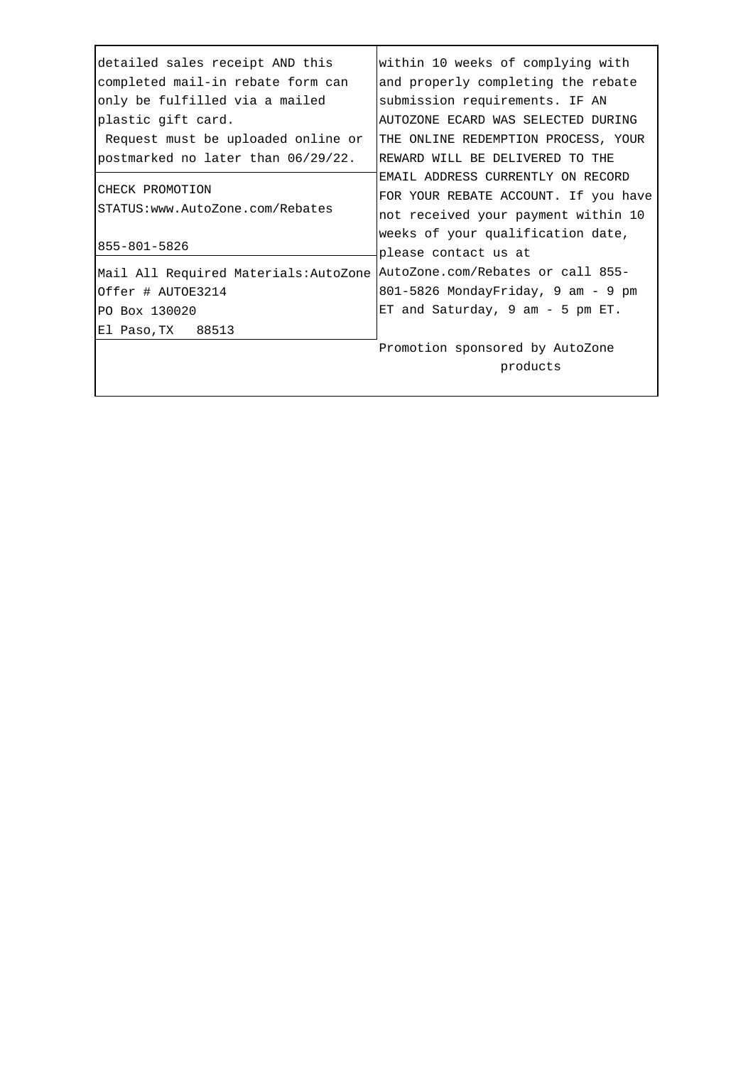detailed sales receipt AND this completed mail-in rebate form can only be fulfilled via a mailed plastic gift card.

Request must be uploaded online or postmarked no later than 06/29/22.

CHECK PROMOTION STATUS:www.AutoZone.com/Rebates

855-801-5826

Mail All Required Materials:AutoZone
Offer # AUTOE3214
PO Box 130020
El Paso,TX 88513

within 10 weeks of complying with and properly completing the rebate submission requirements. IF AN AUTOZONE ECARD WAS SELECTED DURING THE ONLINE REDEMPTION PROCESS, YOUR REWARD WILL BE DELIVERED TO THE EMAIL ADDRESS CURRENTLY ON RECORD FOR YOUR REBATE ACCOUNT. If you have not received your payment within 10 weeks of your qualification date, please contact us at AutoZone.com/Rebates or call 855-801-5826 MondayFriday, 9 am - 9 pm ET and Saturday, 9 am - 5 pm ET.

Promotion sponsored by AutoZone products